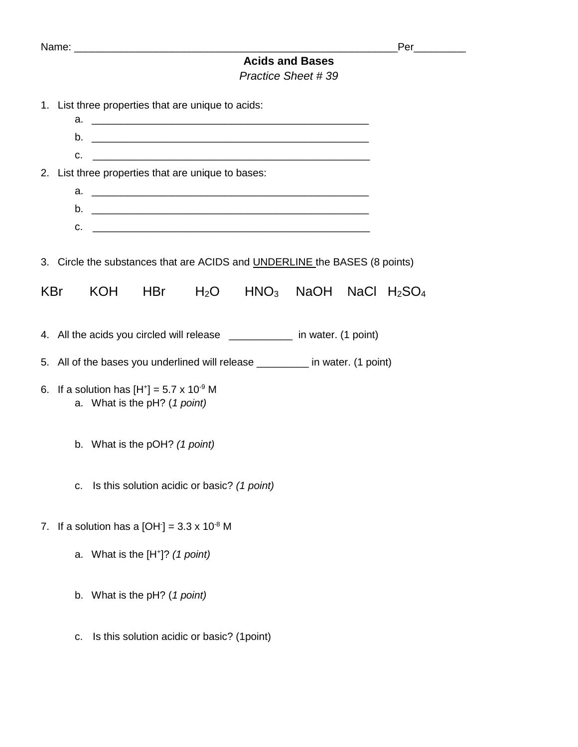Name: ________________________________________________________Per_________

## Acids and Bases

*Practice Sheet # 39*

1. List three properties that are unique to acids:
   a. _________________________________________________
   b. _________________________________________________
   c. _________________________________________________
2. List three properties that are unique to bases:
   a. _________________________________________________
   b. _________________________________________________
   c. _________________________________________________

3. Circle the substances that are ACIDS and UNDERLINE the BASES (8 points)

KBr KOH HBr $H_2O$ $HNO_3$ NaOH NaCl $H_2SO_4$

4. All the acids you circled will release ___________ in water. (1 point)

5. All of the bases you underlined will release _________ in water. (1 point)

6. If a solution has $[H^+] = 5.7 \times 10^{-9}$ M
   a. What is the pH? (*1 point)*

   b. What is the pOH? *(1 point)*

   c. Is this solution acidic or basic? *(1 point)*

7. If a solution has a $[OH^-] = 3.3 \times 10^{-8}$ M

   a. What is the $[H^+]$? *(1 point)*

   b. What is the pH? (*1 point)*

   c. Is this solution acidic or basic? (1point)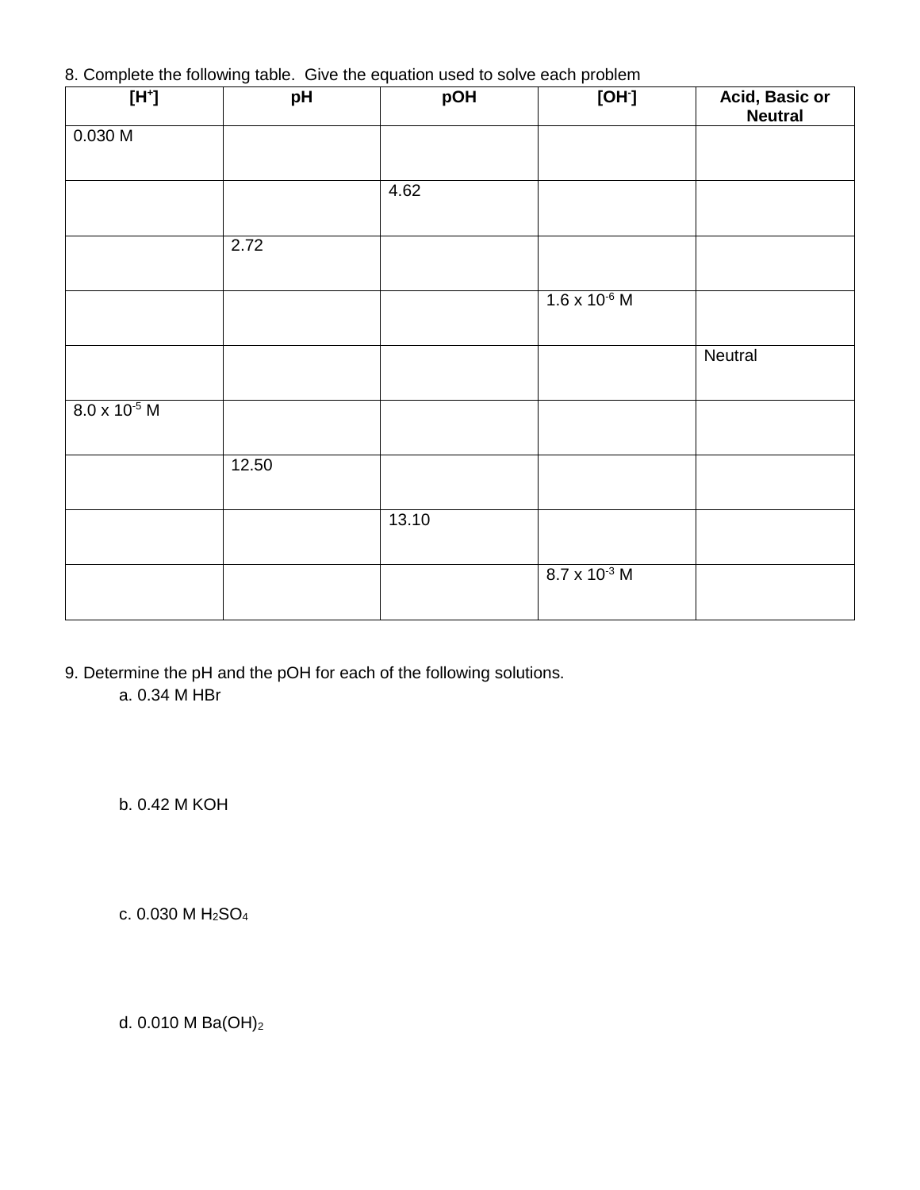8. Complete the following table. Give the equation used to solve each problem

| $[H^+]$ | pH | pOH | $[OH^-]$ | Acid, Basic or Neutral |
|---|---|---|---|---|
| 0.030 M | | | | |
| | | 4.62 | | |
| | 2.72 | | | |
| | | | $1.6 \times 10^{-6}$ M | |
| | | | | Neutral |
| $8.0 \times 10^{-5}$ M | | | | |
| | 12.50 | | | |
| | | 13.10 | | |
| | | | $8.7 \times 10^{-3}$ M | |

9. Determine the pH and the pOH for each of the following solutions.

a. 0.34 M HBr

b. 0.42 M KOH

c. 0.030 M $H_2SO_4$

d. 0.010 M $Ba(OH)_2$